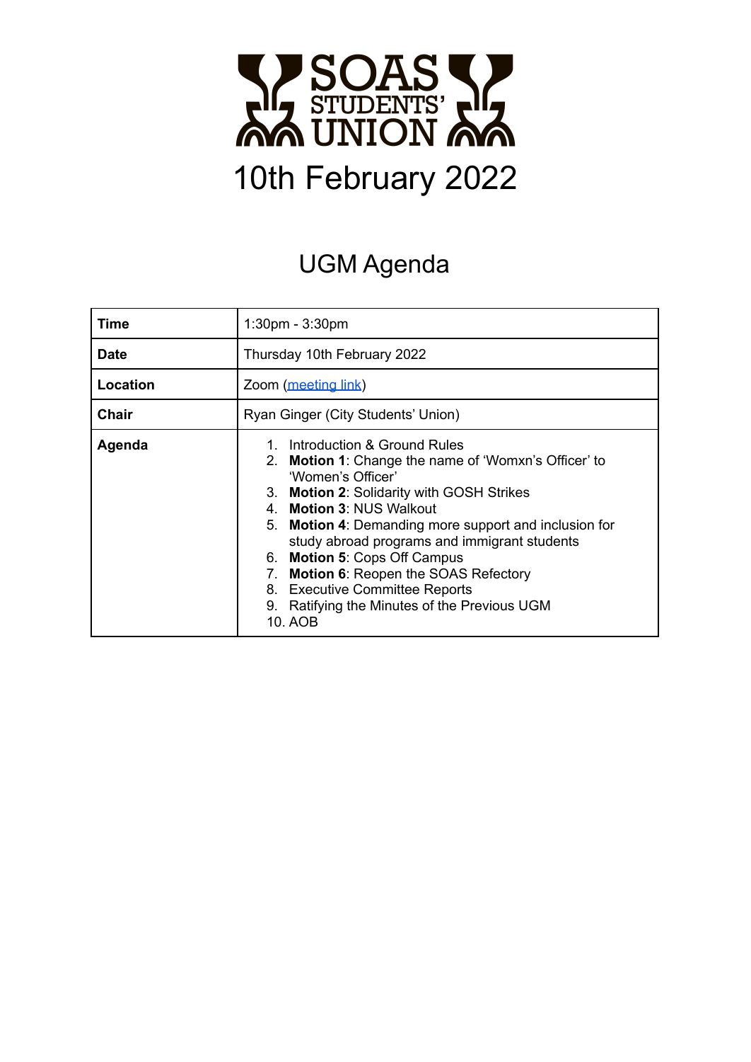# SOAS STUDENTS' UNION

# 10th February 2022

## UGM Agenda

| **Time** | 1:30pm - 3:30pm |
|---|---|
| **Date** | Thursday 10th February 2022 |
| **Location** | Zoom (meeting link) |
| **Chair** | Ryan Ginger (City Students' Union) |
| **Agenda** | 1. Introduction & Ground Rules<br>2. **Motion 1**: Change the name of 'Womxn's Officer' to 'Women's Officer'<br>3. **Motion 2**: Solidarity with GOSH Strikes<br>4. **Motion 3**: NUS Walkout<br>5. **Motion 4**: Demanding more support and inclusion for study abroad programs and immigrant students<br>6. **Motion 5**: Cops Off Campus<br>7. **Motion 6**: Reopen the SOAS Refectory<br>8. Executive Committee Reports<br>9. Ratifying the Minutes of the Previous UGM<br>10. AOB |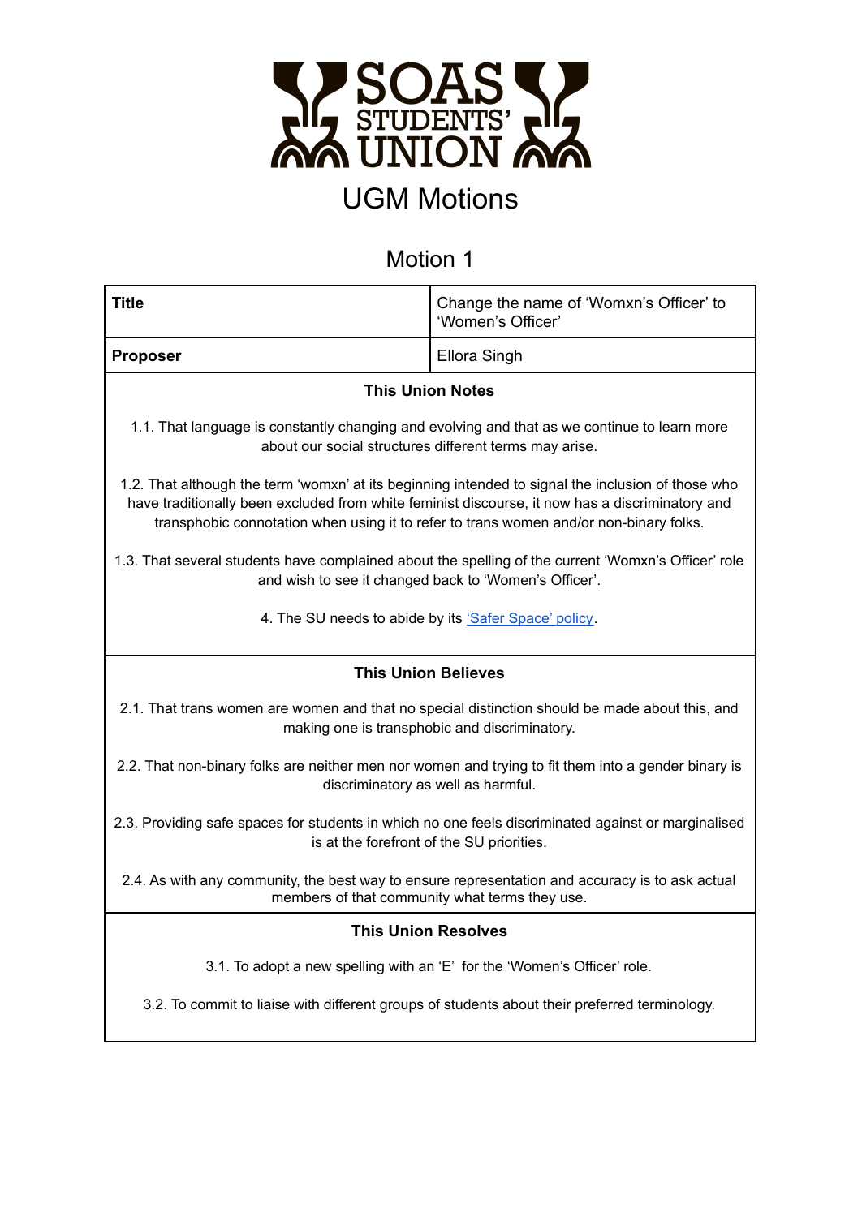# SOAS STUDENTS' UNION

## UGM Motions

### Motion 1

| **Title** | Change the name of 'Womxn's Officer' to 'Women's Officer' |
|---|---|
| **Proposer** | Ellora Singh |

**This Union Notes**

1.1. That language is constantly changing and evolving and that as we continue to learn more about our social structures different terms may arise.

1.2. That although the term 'womxn' at its beginning intended to signal the inclusion of those who have traditionally been excluded from white feminist discourse, it now has a discriminatory and transphobic connotation when using it to refer to trans women and/or non-binary folks.

1.3. That several students have complained about the spelling of the current 'Womxn's Officer' role and wish to see it changed back to 'Women's Officer'.

4. The SU needs to abide by its ['Safer Space' policy](#).

**This Union Believes**

2.1. That trans women are women and that no special distinction should be made about this, and making one is transphobic and discriminatory.

2.2. That non-binary folks are neither men nor women and trying to fit them into a gender binary is discriminatory as well as harmful.

2.3. Providing safe spaces for students in which no one feels discriminated against or marginalised is at the forefront of the SU priorities.

2.4. As with any community, the best way to ensure representation and accuracy is to ask actual members of that community what terms they use.

**This Union Resolves**

3.1. To adopt a new spelling with an 'E' for the 'Women's Officer' role.

3.2. To commit to liaise with different groups of students about their preferred terminology.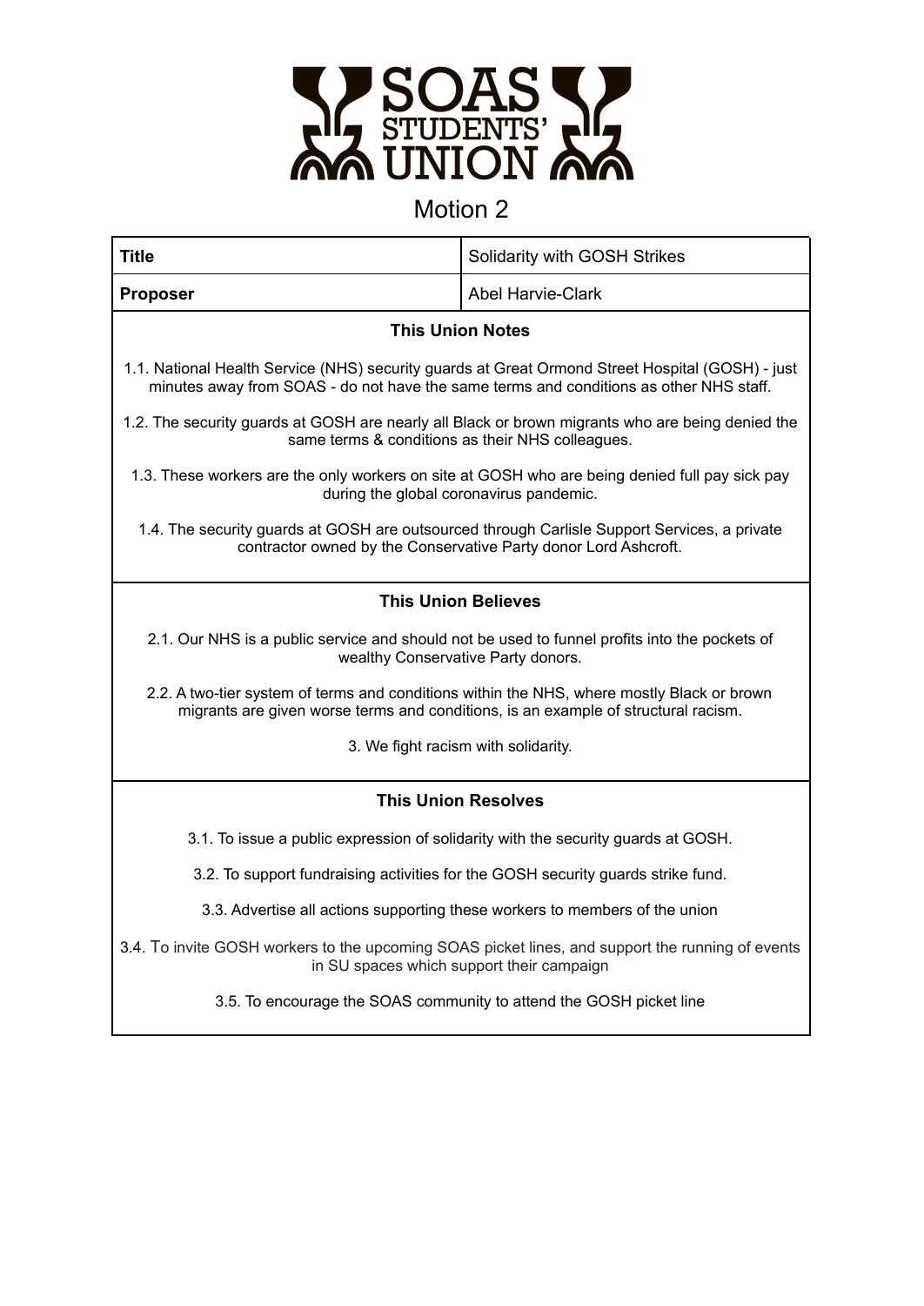SOAS STUDENTS' UNION

# Motion 2

| **Title** | Solidarity with GOSH Strikes |
|---|---|
| **Proposer** | Abel Harvie-Clark |

## This Union Notes

1.1. National Health Service (NHS) security guards at Great Ormond Street Hospital (GOSH) - just minutes away from SOAS - do not have the same terms and conditions as other NHS staff.

1.2. The security guards at GOSH are nearly all Black or brown migrants who are being denied the same terms & conditions as their NHS colleagues.

1.3. These workers are the only workers on site at GOSH who are being denied full pay sick pay during the global coronavirus pandemic.

1.4. The security guards at GOSH are outsourced through Carlisle Support Services, a private contractor owned by the Conservative Party donor Lord Ashcroft.

## This Union Believes

2.1. Our NHS is a public service and should not be used to funnel profits into the pockets of wealthy Conservative Party donors.

2.2. A two-tier system of terms and conditions within the NHS, where mostly Black or brown migrants are given worse terms and conditions, is an example of structural racism.

3. We fight racism with solidarity.

## This Union Resolves

3.1. To issue a public expression of solidarity with the security guards at GOSH.

3.2. To support fundraising activities for the GOSH security guards strike fund.

3.3. Advertise all actions supporting these workers to members of the union

3.4. To invite GOSH workers to the upcoming SOAS picket lines, and support the running of events in SU spaces which support their campaign

3.5. To encourage the SOAS community to attend the GOSH picket line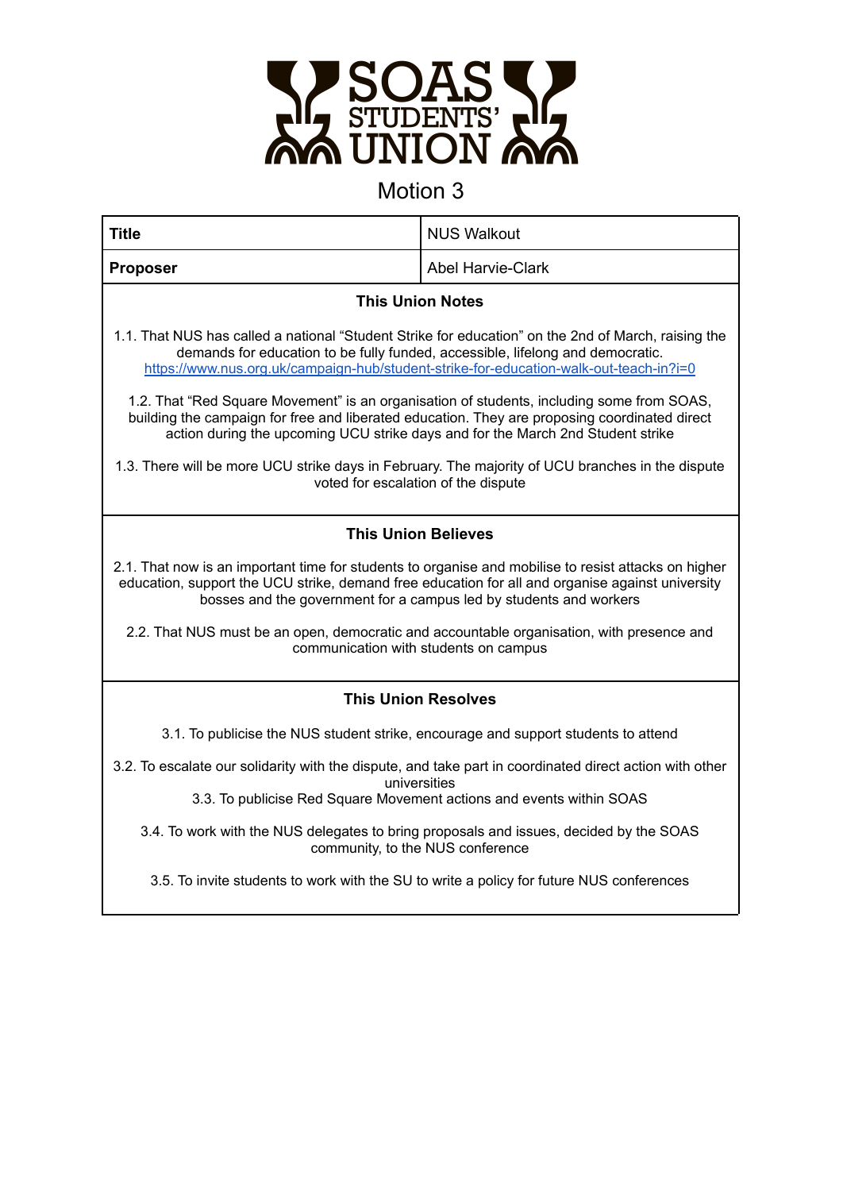SOAS STUDENTS' UNION

# Motion 3

| **Title** | NUS Walkout |
| --- | --- |
| **Proposer** | Abel Harvie-Clark |

### This Union Notes

1.1. That NUS has called a national "Student Strike for education" on the 2nd of March, raising the demands for education to be fully funded, accessible, lifelong and democratic. https://www.nus.org.uk/campaign-hub/student-strike-for-education-walk-out-teach-in?i=0

1.2. That "Red Square Movement" is an organisation of students, including some from SOAS, building the campaign for free and liberated education. They are proposing coordinated direct action during the upcoming UCU strike days and for the March 2nd Student strike

1.3. There will be more UCU strike days in February. The majority of UCU branches in the dispute voted for escalation of the dispute

### This Union Believes

2.1. That now is an important time for students to organise and mobilise to resist attacks on higher education, support the UCU strike, demand free education for all and organise against university bosses and the government for a campus led by students and workers

2.2. That NUS must be an open, democratic and accountable organisation, with presence and communication with students on campus

### This Union Resolves

3.1. To publicise the NUS student strike, encourage and support students to attend

3.2. To escalate our solidarity with the dispute, and take part in coordinated direct action with other universities

3.3. To publicise Red Square Movement actions and events within SOAS

3.4. To work with the NUS delegates to bring proposals and issues, decided by the SOAS community, to the NUS conference

3.5. To invite students to work with the SU to write a policy for future NUS conferences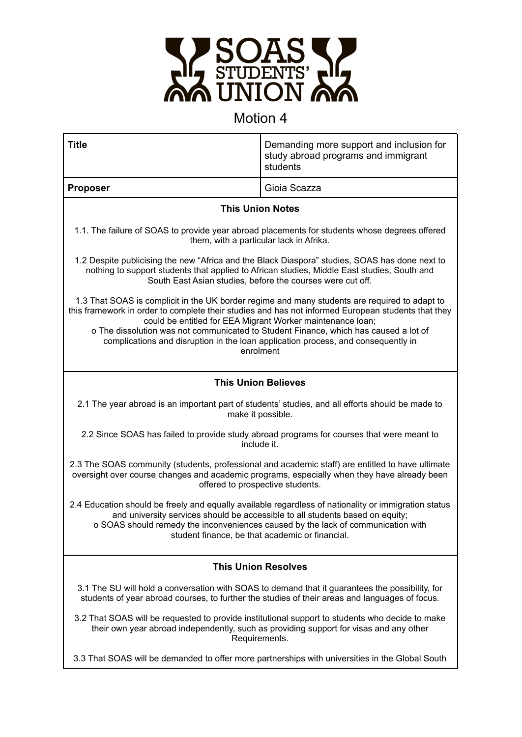# Motion 4

| Title | Demanding more support and inclusion for study abroad programs and immigrant students |
|---|---|
| **Proposer** | Gioia Scazza |

## This Union Notes

1.1. The failure of SOAS to provide year abroad placements for students whose degrees offered them, with a particular lack in Afrika.

1.2 Despite publicising the new "Africa and the Black Diaspora" studies, SOAS has done next to nothing to support students that applied to African studies, Middle East studies, South and South East Asian studies, before the courses were cut off.

1.3 That SOAS is complicit in the UK border regime and many students are required to adapt to this framework in order to complete their studies and has not informed European students that they could be entitled for EEA Migrant Worker maintenance loan;

o The dissolution was not communicated to Student Finance, which has caused a lot of complications and disruption in the loan application process, and consequently in enrolment

## This Union Believes

2.1 The year abroad is an important part of students' studies, and all efforts should be made to make it possible.

2.2 Since SOAS has failed to provide study abroad programs for courses that were meant to include it.

2.3 The SOAS community (students, professional and academic staff) are entitled to have ultimate oversight over course changes and academic programs, especially when they have already been offered to prospective students.

2.4 Education should be freely and equally available regardless of nationality or immigration status and university services should be accessible to all students based on equity;

o SOAS should remedy the inconveniences caused by the lack of communication with student finance, be that academic or financial.

## This Union Resolves

3.1 The SU will hold a conversation with SOAS to demand that it guarantees the possibility, for students of year abroad courses, to further the studies of their areas and languages of focus.

3.2 That SOAS will be requested to provide institutional support to students who decide to make their own year abroad independently, such as providing support for visas and any other Requirements.

3.3 That SOAS will be demanded to offer more partnerships with universities in the Global South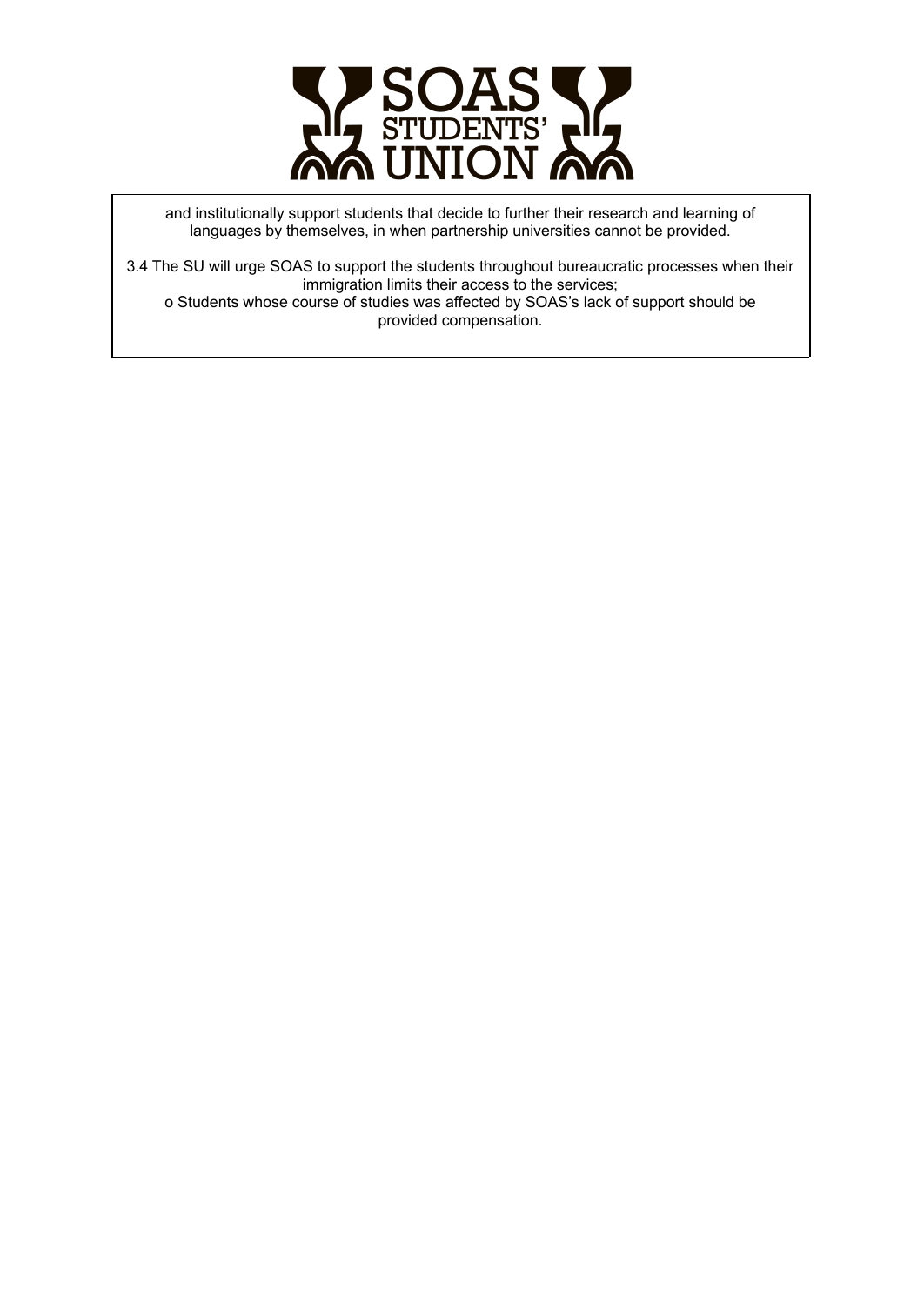and institutionally support students that decide to further their research and learning of languages by themselves, in when partnership universities cannot be provided.

3.4 The SU will urge SOAS to support the students throughout bureaucratic processes when their immigration limits their access to the services;

o Students whose course of studies was affected by SOAS's lack of support should be provided compensation.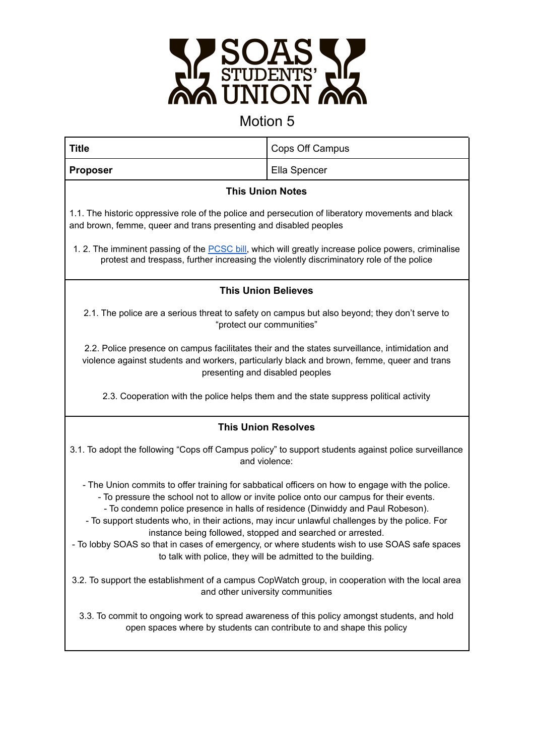# SOAS STUDENTS' UNION

## Motion 5

| Title | Cops Off Campus |
|---|---|
| **Proposer** | Ella Spencer |

### This Union Notes

1.1. The historic oppressive role of the police and persecution of liberatory movements and black and brown, femme, queer and trans presenting and disabled peoples

1. 2. The imminent passing of the PCSC bill, which will greatly increase police powers, criminalise protest and trespass, further increasing the violently discriminatory role of the police

### This Union Believes

2.1. The police are a serious threat to safety on campus but also beyond; they don't serve to "protect our communities"

2.2. Police presence on campus facilitates their and the states surveillance, intimidation and violence against students and workers, particularly black and brown, femme, queer and trans presenting and disabled peoples

2.3. Cooperation with the police helps them and the state suppress political activity

### This Union Resolves

3.1. To adopt the following "Cops off Campus policy" to support students against police surveillance and violence:

- The Union commits to offer training for sabbatical officers on how to engage with the police.
- To pressure the school not to allow or invite police onto our campus for their events.
- To condemn police presence in halls of residence (Dinwiddy and Paul Robeson).
- To support students who, in their actions, may incur unlawful challenges by the police. For instance being followed, stopped and searched or arrested.
- To lobby SOAS so that in cases of emergency, or where students wish to use SOAS safe spaces to talk with police, they will be admitted to the building.

3.2. To support the establishment of a campus CopWatch group, in cooperation with the local area and other university communities

3.3. To commit to ongoing work to spread awareness of this policy amongst students, and hold open spaces where by students can contribute to and shape this policy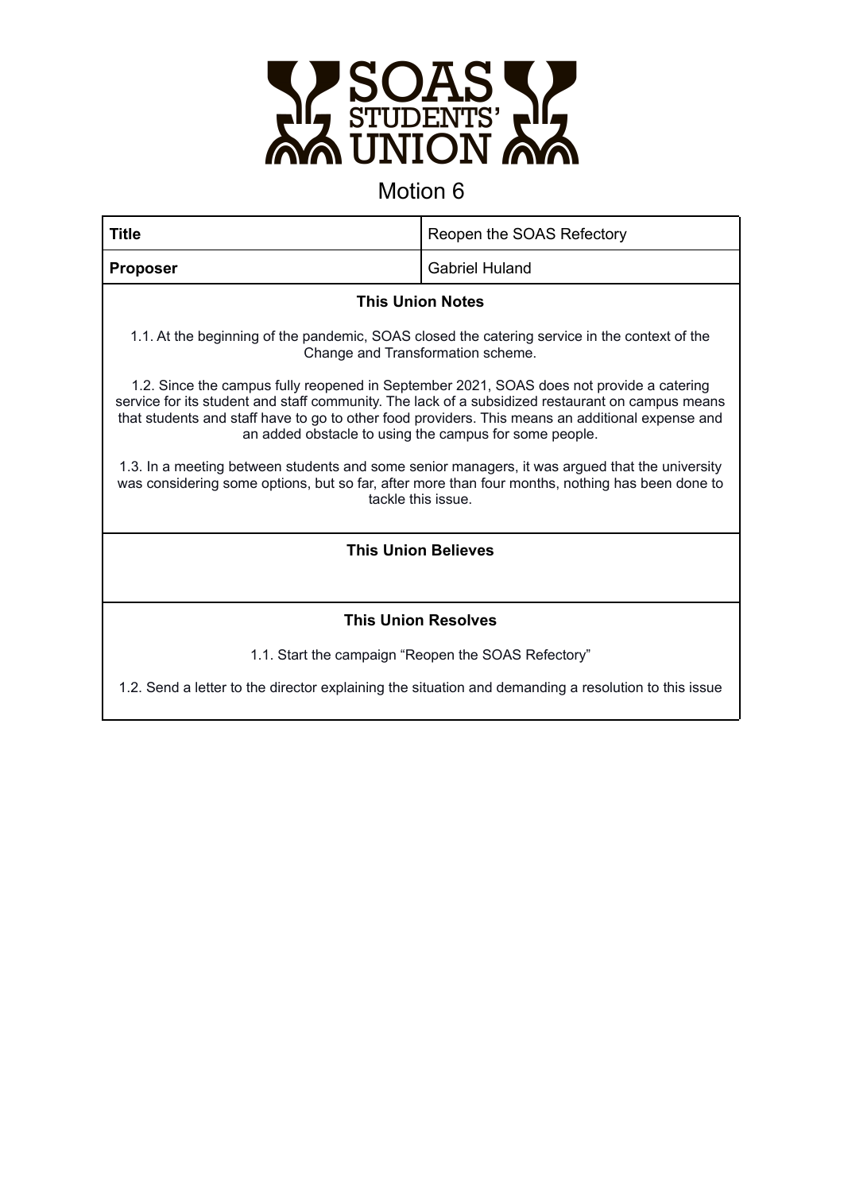SOAS STUDENTS' UNION

# Motion 6

| | |
|---|---|
| **Title** | Reopen the SOAS Refectory |
| **Proposer** | Gabriel Huland |

### This Union Notes

1.1. At the beginning of the pandemic, SOAS closed the catering service in the context of the Change and Transformation scheme.

1.2. Since the campus fully reopened in September 2021, SOAS does not provide a catering service for its student and staff community. The lack of a subsidized restaurant on campus means that students and staff have to go to other food providers. This means an additional expense and an added obstacle to using the campus for some people.

1.3. In a meeting between students and some senior managers, it was argued that the university was considering some options, but so far, after more than four months, nothing has been done to tackle this issue.

### This Union Believes

### This Union Resolves

1.1. Start the campaign "Reopen the SOAS Refectory"

1.2. Send a letter to the director explaining the situation and demanding a resolution to this issue